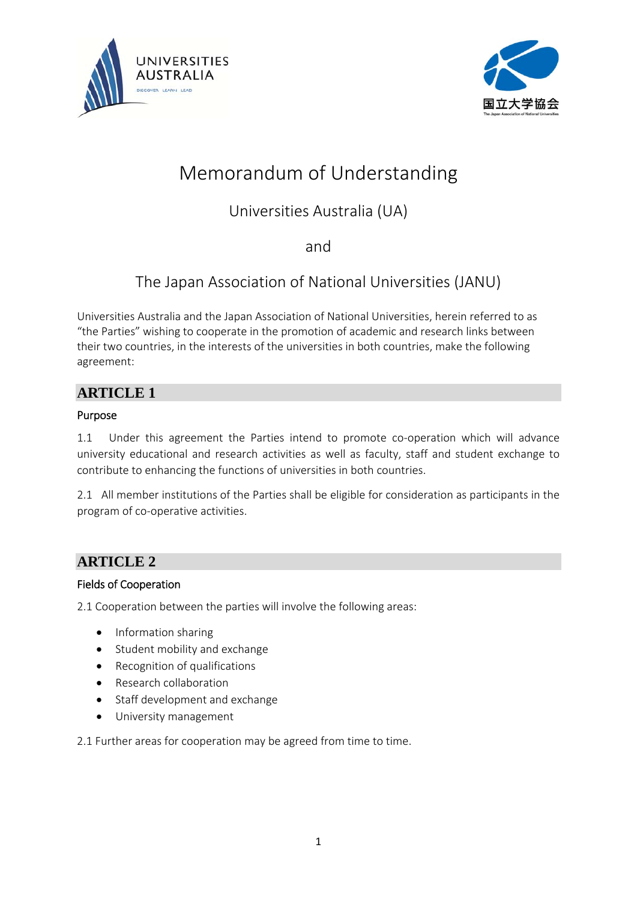# Memorandum of Understanding

## Universities Australia (UA)

## and

## The Japan Association of National Universities (JANU)

Universities Australia and the Japan Association of National Universities, herein referred to as "the Parties" wishing to cooperate in the promotion of academic and research links between their two countries, in the interests of the universities in both countries, make the following agreement:

## ARTICLE 1

### Purpose

1.1 Under this agreement the Parties intend to promote co-operation which will advance university educational and research activities as well as faculty, staff and student exchange to contribute to enhancing the functions of universities in both countries.

2.1 All member institutions of the Parties shall be eligible for consideration as participants in the program of co-operative activities.

## ARTICLE 2

### Fields of Cooperation

2.1 Cooperation between the parties will involve the following areas:

- Information sharing
- Student mobility and exchange
- Recognition of qualifications
- Research collaboration
- Staff development and exchange
- University management

2.1 Further areas for cooperation may be agreed from time to time.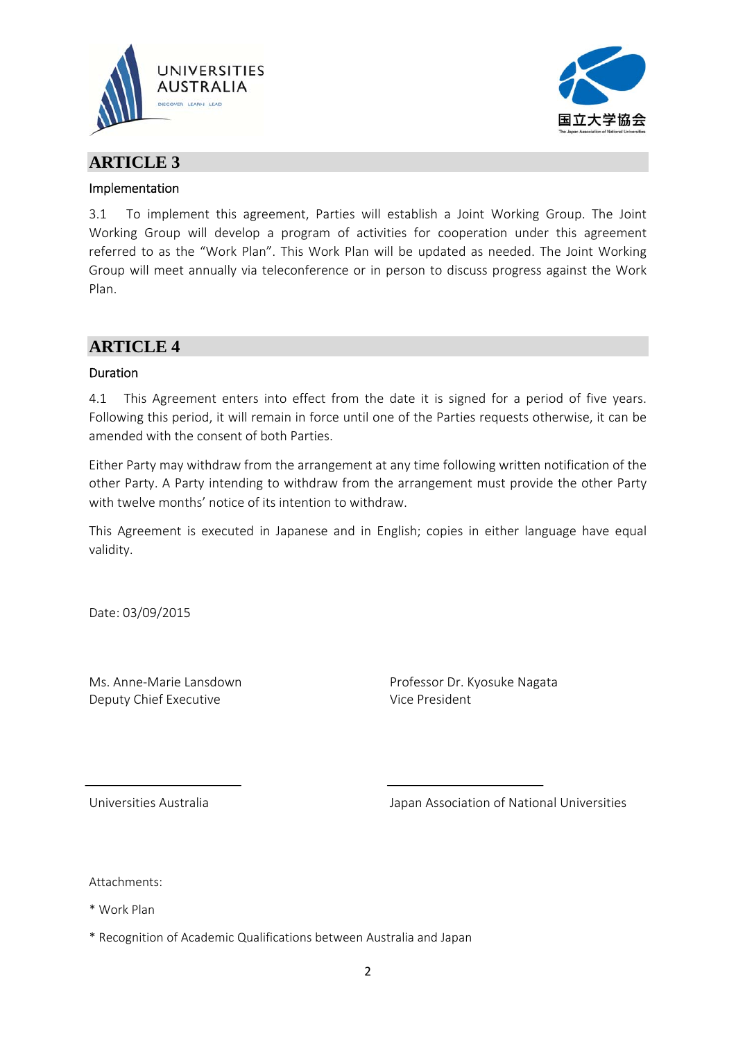## ARTICLE 3

Implementation

3.1 To implement this agreement, Parties will establish a Joint Working Group. The Joint Working Group will develop a program of activities for cooperation under this agreement referred to as the "Work Plan". This Work Plan will be updated as needed. The Joint Working Group will meet annually via teleconference or in person to discuss progress against the Work Plan.

## ARTICLE 4

Duration

4.1 This Agreement enters into effect from the date it is signed for a period of five years. Following this period, it will remain in force until one of the Parties requests otherwise, it can be amended with the consent of both Parties.

Either Party may withdraw from the arrangement at any time following written notification of the other Party. A Party intending to withdraw from the arrangement must provide the other Party with twelve months' notice of its intention to withdraw.

This Agreement is executed in Japanese and in English; copies in either language have equal validity.

Date: 03/09/2015

Ms. Anne-Marie Lansdown
Deputy Chief Executive

Universities Australia

Professor Dr. Kyosuke Nagata
Vice President

Japan Association of National Universities

Attachments:

* Work Plan

* Recognition of Academic Qualifications between Australia and Japan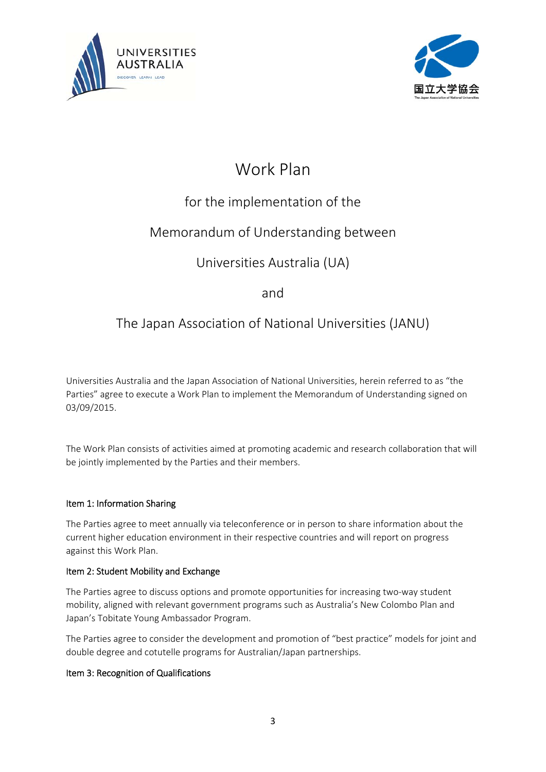# Work Plan

## for the implementation of the

## Memorandum of Understanding between

## Universities Australia (UA)

## and

## The Japan Association of National Universities (JANU)

Universities Australia and the Japan Association of National Universities, herein referred to as "the Parties" agree to execute a Work Plan to implement the Memorandum of Understanding signed on 03/09/2015.

The Work Plan consists of activities aimed at promoting academic and research collaboration that will be jointly implemented by the Parties and their members.

### Item 1: Information Sharing

The Parties agree to meet annually via teleconference or in person to share information about the current higher education environment in their respective countries and will report on progress against this Work Plan.

### Item 2: Student Mobility and Exchange

The Parties agree to discuss options and promote opportunities for increasing two-way student mobility, aligned with relevant government programs such as Australia's New Colombo Plan and Japan's Tobitate Young Ambassador Program.

The Parties agree to consider the development and promotion of "best practice" models for joint and double degree and cotutelle programs for Australian/Japan partnerships.

### Item 3: Recognition of Qualifications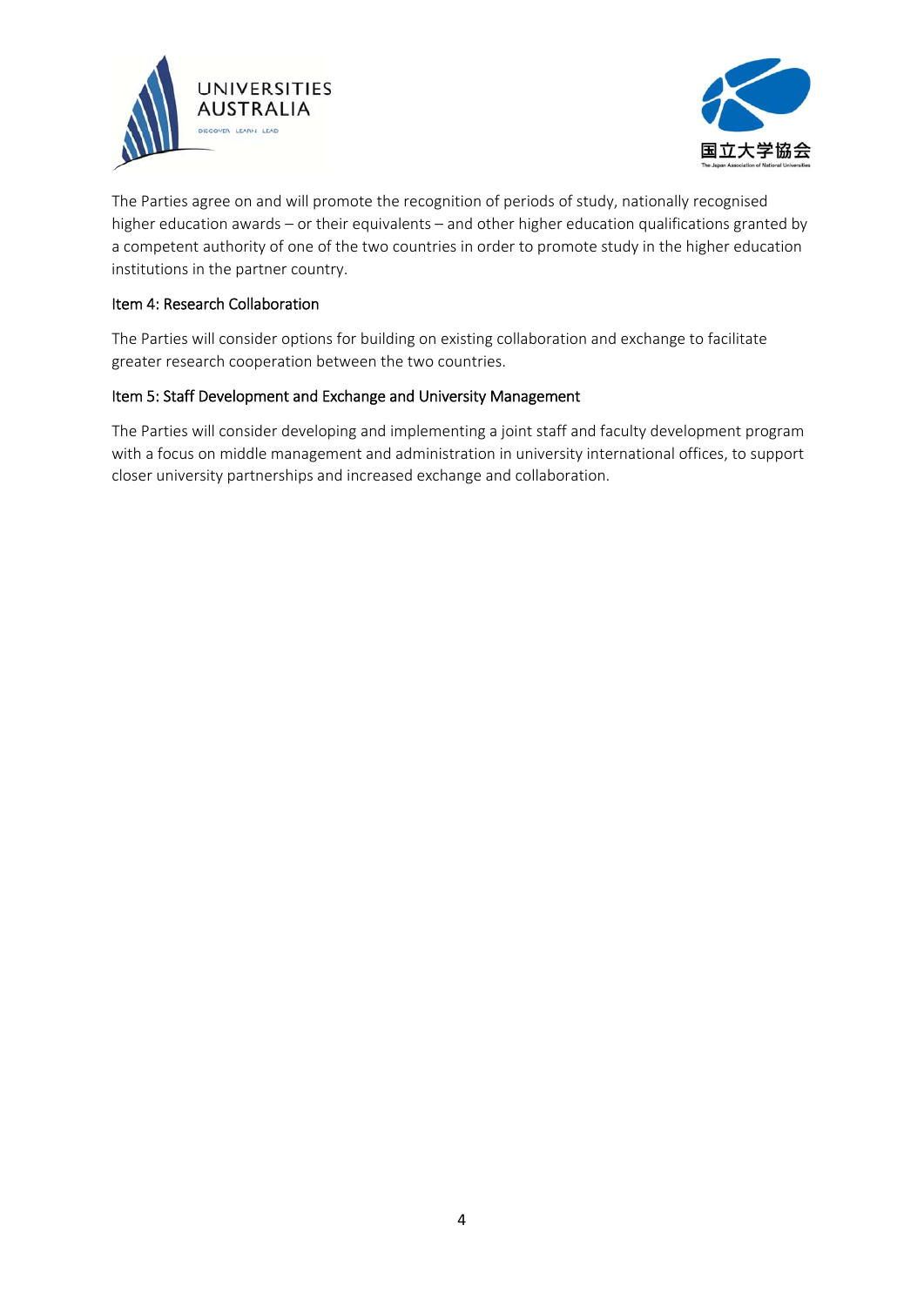The Parties agree on and will promote the recognition of periods of study, nationally recognised higher education awards – or their equivalents – and other higher education qualifications granted by a competent authority of one of the two countries in order to promote study in the higher education institutions in the partner country.

### Item 4: Research Collaboration

The Parties will consider options for building on existing collaboration and exchange to facilitate greater research cooperation between the two countries.

### Item 5: Staff Development and Exchange and University Management

The Parties will consider developing and implementing a joint staff and faculty development program with a focus on middle management and administration in university international offices, to support closer university partnerships and increased exchange and collaboration.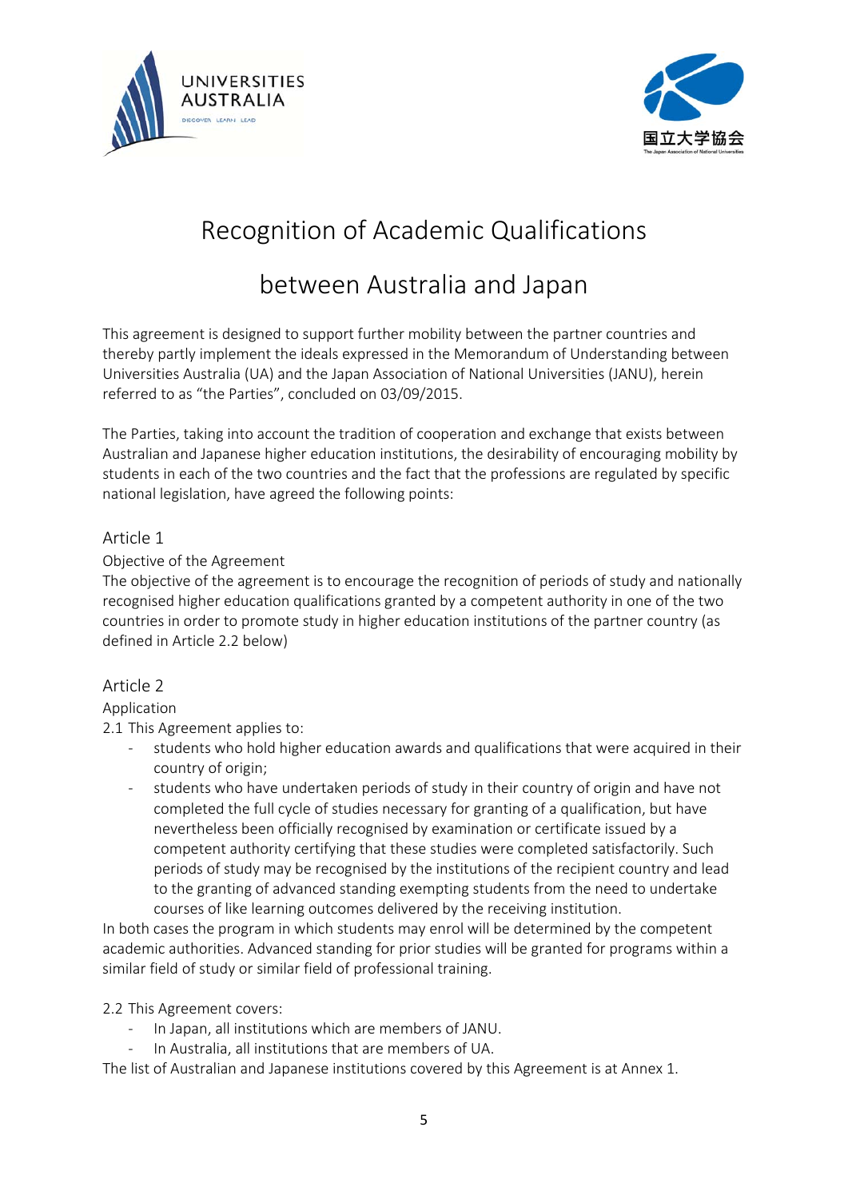# Recognition of Academic Qualifications between Australia and Japan

This agreement is designed to support further mobility between the partner countries and thereby partly implement the ideals expressed in the Memorandum of Understanding between Universities Australia (UA) and the Japan Association of National Universities (JANU), herein referred to as "the Parties", concluded on 03/09/2015.

The Parties, taking into account the tradition of cooperation and exchange that exists between Australian and Japanese higher education institutions, the desirability of encouraging mobility by students in each of the two countries and the fact that the professions are regulated by specific national legislation, have agreed the following points:

## Article 1

Objective of the Agreement

The objective of the agreement is to encourage the recognition of periods of study and nationally recognised higher education qualifications granted by a competent authority in one of the two countries in order to promote study in higher education institutions of the partner country (as defined in Article 2.2 below)

## Article 2

Application

2.1 This Agreement applies to:

- students who hold higher education awards and qualifications that were acquired in their country of origin;
- students who have undertaken periods of study in their country of origin and have not completed the full cycle of studies necessary for granting of a qualification, but have nevertheless been officially recognised by examination or certificate issued by a competent authority certifying that these studies were completed satisfactorily. Such periods of study may be recognised by the institutions of the recipient country and lead to the granting of advanced standing exempting students from the need to undertake courses of like learning outcomes delivered by the receiving institution.

In both cases the program in which students may enrol will be determined by the competent academic authorities. Advanced standing for prior studies will be granted for programs within a similar field of study or similar field of professional training.

2.2 This Agreement covers:

- In Japan, all institutions which are members of JANU.
- In Australia, all institutions that are members of UA.

The list of Australian and Japanese institutions covered by this Agreement is at Annex 1.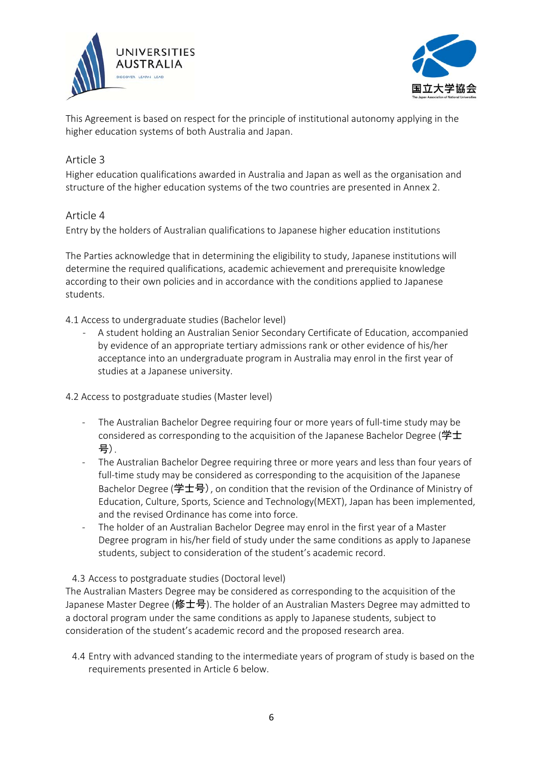This Agreement is based on respect for the principle of institutional autonomy applying in the higher education systems of both Australia and Japan.

## Article 3

Higher education qualifications awarded in Australia and Japan as well as the organisation and structure of the higher education systems of the two countries are presented in Annex 2.

## Article 4

Entry by the holders of Australian qualifications to Japanese higher education institutions

The Parties acknowledge that in determining the eligibility to study, Japanese institutions will determine the required qualifications, academic achievement and prerequisite knowledge according to their own policies and in accordance with the conditions applied to Japanese students.

4.1 Access to undergraduate studies (Bachelor level)

- A student holding an Australian Senior Secondary Certificate of Education, accompanied by evidence of an appropriate tertiary admissions rank or other evidence of his/her acceptance into an undergraduate program in Australia may enrol in the first year of studies at a Japanese university.

4.2 Access to postgraduate studies (Master level)

- The Australian Bachelor Degree requiring four or more years of full-time study may be considered as corresponding to the acquisition of the Japanese Bachelor Degree (学士号).
- The Australian Bachelor Degree requiring three or more years and less than four years of full-time study may be considered as corresponding to the acquisition of the Japanese Bachelor Degree (学士号), on condition that the revision of the Ordinance of Ministry of Education, Culture, Sports, Science and Technology(MEXT), Japan has been implemented, and the revised Ordinance has come into force.
- The holder of an Australian Bachelor Degree may enrol in the first year of a Master Degree program in his/her field of study under the same conditions as apply to Japanese students, subject to consideration of the student's academic record.

4.3 Access to postgraduate studies (Doctoral level)

The Australian Masters Degree may be considered as corresponding to the acquisition of the Japanese Master Degree (修士号). The holder of an Australian Masters Degree may admitted to a doctoral program under the same conditions as apply to Japanese students, subject to consideration of the student's academic record and the proposed research area.

4.4 Entry with advanced standing to the intermediate years of program of study is based on the requirements presented in Article 6 below.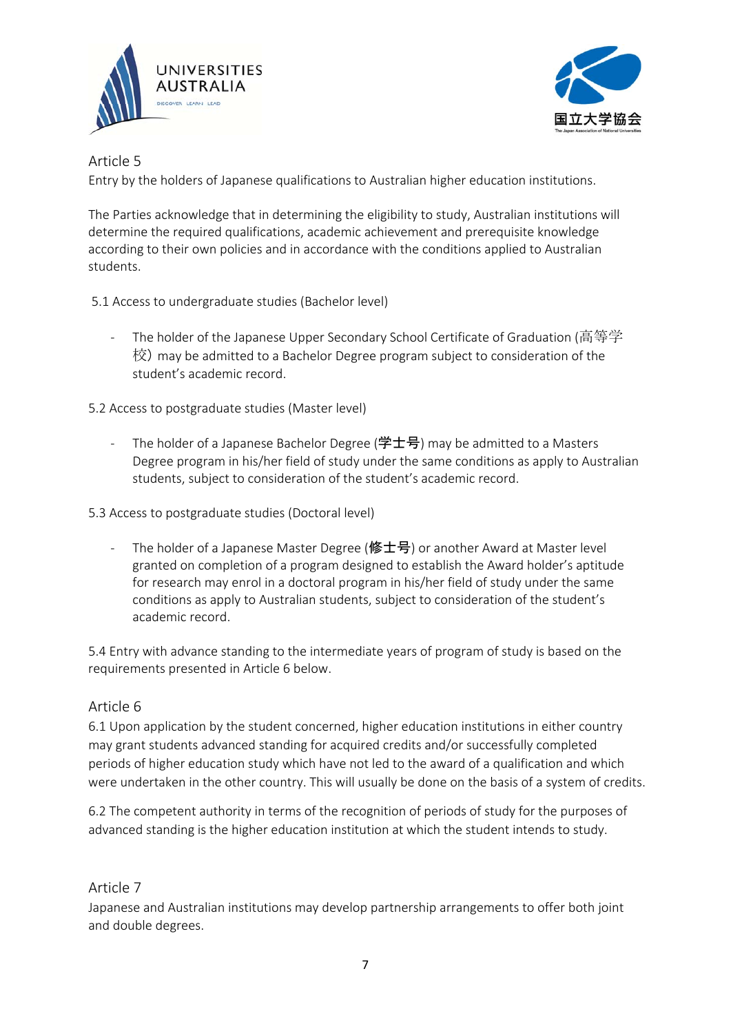## Article 5

Entry by the holders of Japanese qualifications to Australian higher education institutions.

The Parties acknowledge that in determining the eligibility to study, Australian institutions will determine the required qualifications, academic achievement and prerequisite knowledge according to their own policies and in accordance with the conditions applied to Australian students.

5.1 Access to undergraduate studies (Bachelor level)

- The holder of the Japanese Upper Secondary School Certificate of Graduation (高等学校) may be admitted to a Bachelor Degree program subject to consideration of the student's academic record.

5.2 Access to postgraduate studies (Master level)

- The holder of a Japanese Bachelor Degree (**学士号**) may be admitted to a Masters Degree program in his/her field of study under the same conditions as apply to Australian students, subject to consideration of the student's academic record.

5.3 Access to postgraduate studies (Doctoral level)

- The holder of a Japanese Master Degree (**修士号**) or another Award at Master level granted on completion of a program designed to establish the Award holder's aptitude for research may enrol in a doctoral program in his/her field of study under the same conditions as apply to Australian students, subject to consideration of the student's academic record.

5.4 Entry with advance standing to the intermediate years of program of study is based on the requirements presented in Article 6 below.

## Article 6

6.1 Upon application by the student concerned, higher education institutions in either country may grant students advanced standing for acquired credits and/or successfully completed periods of higher education study which have not led to the award of a qualification and which were undertaken in the other country. This will usually be done on the basis of a system of credits.

6.2 The competent authority in terms of the recognition of periods of study for the purposes of advanced standing is the higher education institution at which the student intends to study.

## Article 7

Japanese and Australian institutions may develop partnership arrangements to offer both joint and double degrees.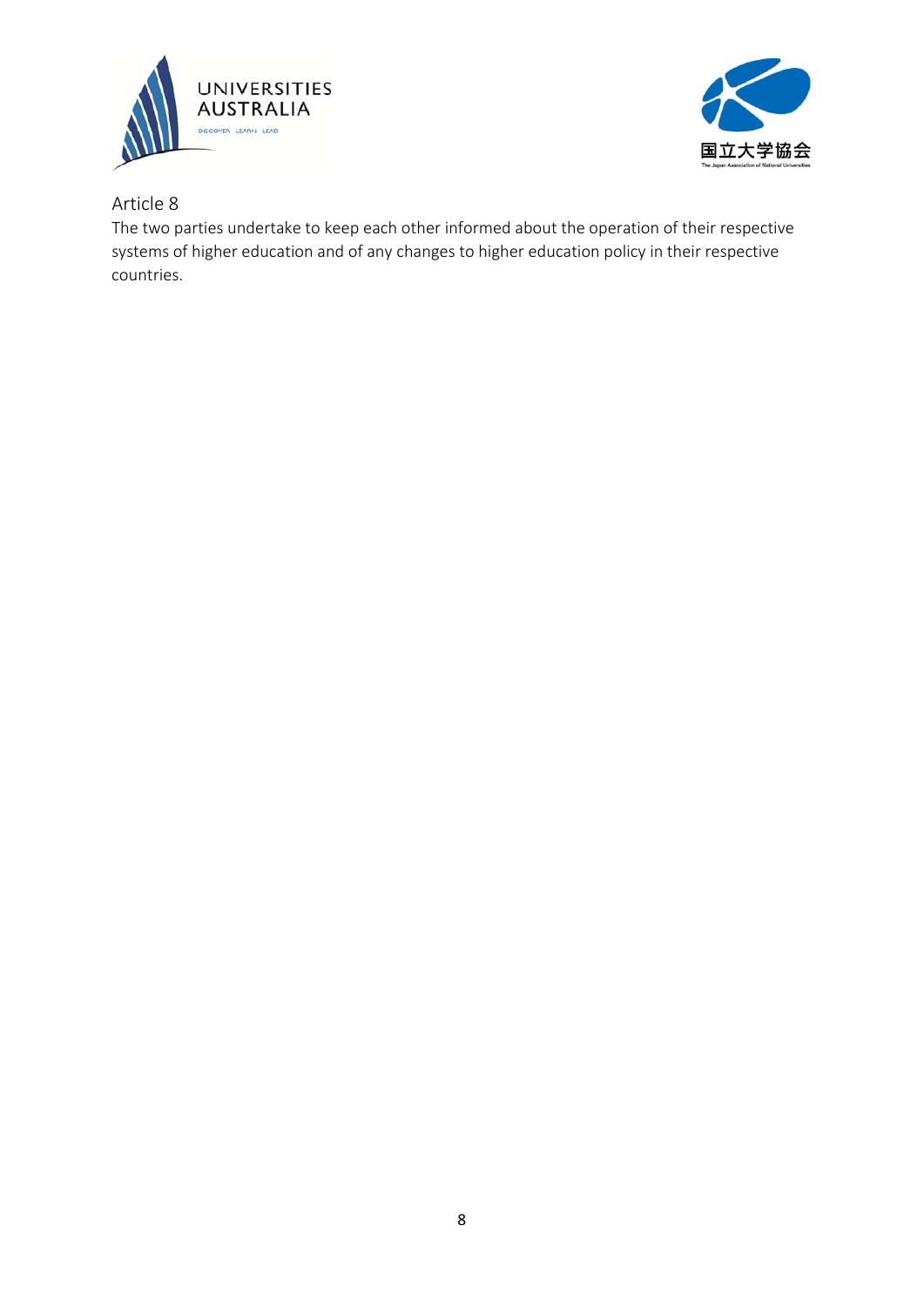## Article 8

The two parties undertake to keep each other informed about the operation of their respective systems of higher education and of any changes to higher education policy in their respective countries.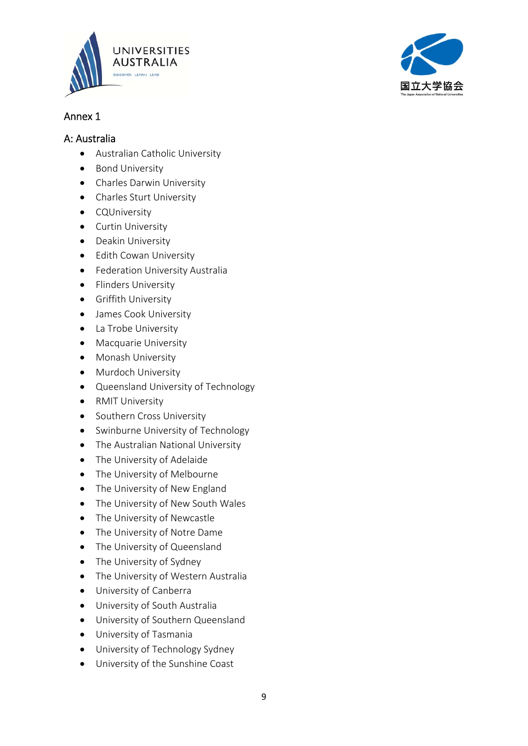# Annex 1

## A: Australia

- Australian Catholic University
- Bond University
- Charles Darwin University
- Charles Sturt University
- CQUniversity
- Curtin University
- Deakin University
- Edith Cowan University
- Federation University Australia
- Flinders University
- Griffith University
- James Cook University
- La Trobe University
- Macquarie University
- Monash University
- Murdoch University
- Queensland University of Technology
- RMIT University
- Southern Cross University
- Swinburne University of Technology
- The Australian National University
- The University of Adelaide
- The University of Melbourne
- The University of New England
- The University of New South Wales
- The University of Newcastle
- The University of Notre Dame
- The University of Queensland
- The University of Sydney
- The University of Western Australia
- University of Canberra
- University of South Australia
- University of Southern Queensland
- University of Tasmania
- University of Technology Sydney
- University of the Sunshine Coast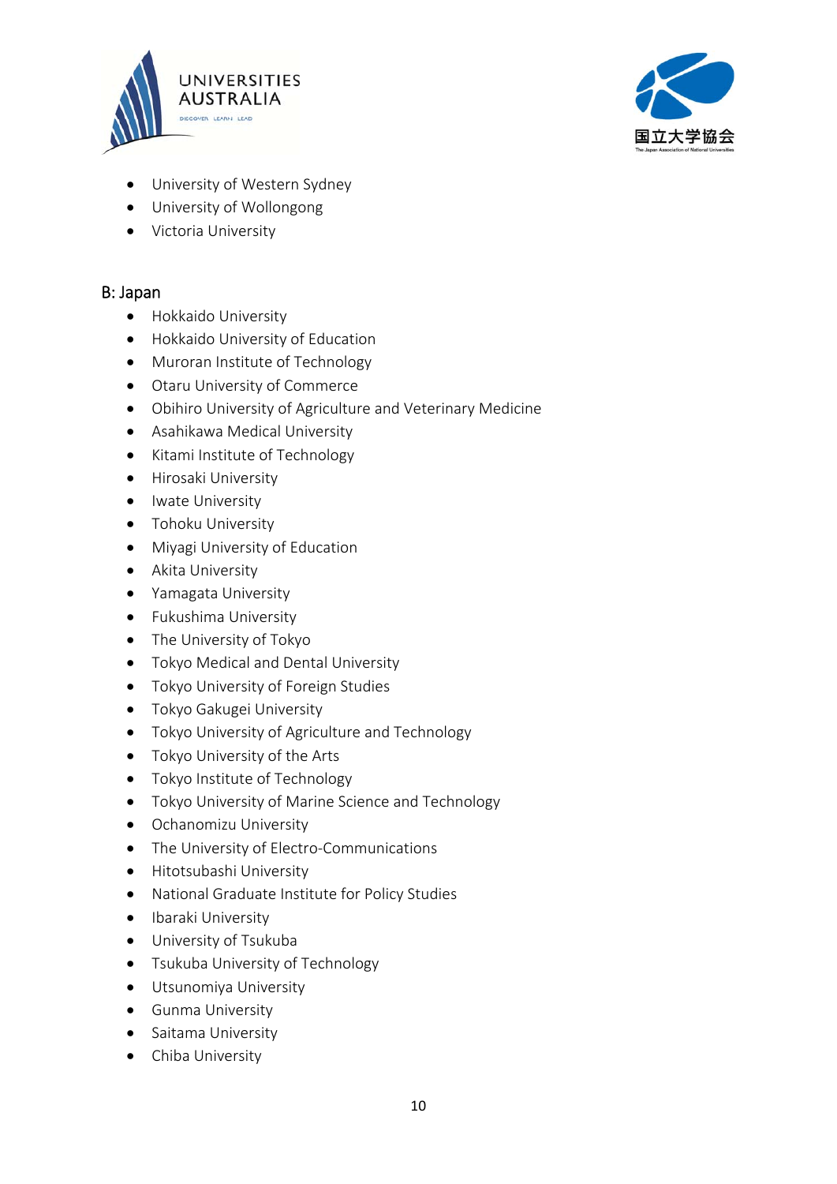- University of Western Sydney
- University of Wollongong
- Victoria University

B: Japan

- Hokkaido University
- Hokkaido University of Education
- Muroran Institute of Technology
- Otaru University of Commerce
- Obihiro University of Agriculture and Veterinary Medicine
- Asahikawa Medical University
- Kitami Institute of Technology
- Hirosaki University
- Iwate University
- Tohoku University
- Miyagi University of Education
- Akita University
- Yamagata University
- Fukushima University
- The University of Tokyo
- Tokyo Medical and Dental University
- Tokyo University of Foreign Studies
- Tokyo Gakugei University
- Tokyo University of Agriculture and Technology
- Tokyo University of the Arts
- Tokyo Institute of Technology
- Tokyo University of Marine Science and Technology
- Ochanomizu University
- The University of Electro-Communications
- Hitotsubashi University
- National Graduate Institute for Policy Studies
- Ibaraki University
- University of Tsukuba
- Tsukuba University of Technology
- Utsunomiya University
- Gunma University
- Saitama University
- Chiba University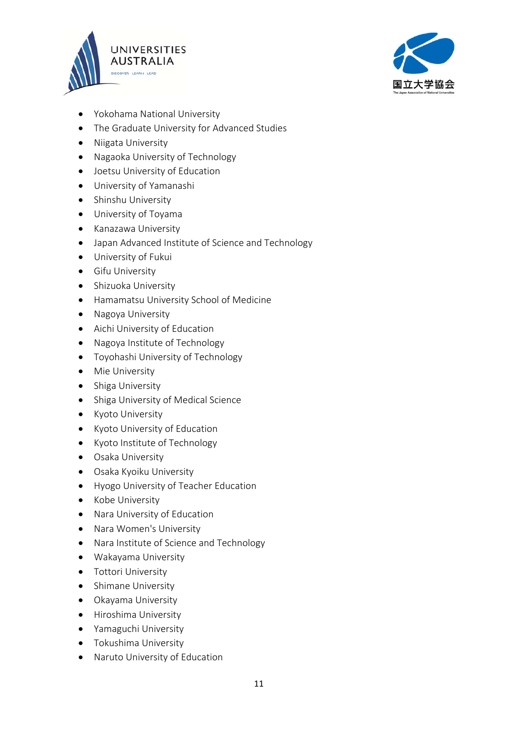- Yokohama National University
- The Graduate University for Advanced Studies
- Niigata University
- Nagaoka University of Technology
- Joetsu University of Education
- University of Yamanashi
- Shinshu University
- University of Toyama
- Kanazawa University
- Japan Advanced Institute of Science and Technology
- University of Fukui
- Gifu University
- Shizuoka University
- Hamamatsu University School of Medicine
- Nagoya University
- Aichi University of Education
- Nagoya Institute of Technology
- Toyohashi University of Technology
- Mie University
- Shiga University
- Shiga University of Medical Science
- Kyoto University
- Kyoto University of Education
- Kyoto Institute of Technology
- Osaka University
- Osaka Kyoiku University
- Hyogo University of Teacher Education
- Kobe University
- Nara University of Education
- Nara Women's University
- Nara Institute of Science and Technology
- Wakayama University
- Tottori University
- Shimane University
- Okayama University
- Hiroshima University
- Yamaguchi University
- Tokushima University
- Naruto University of Education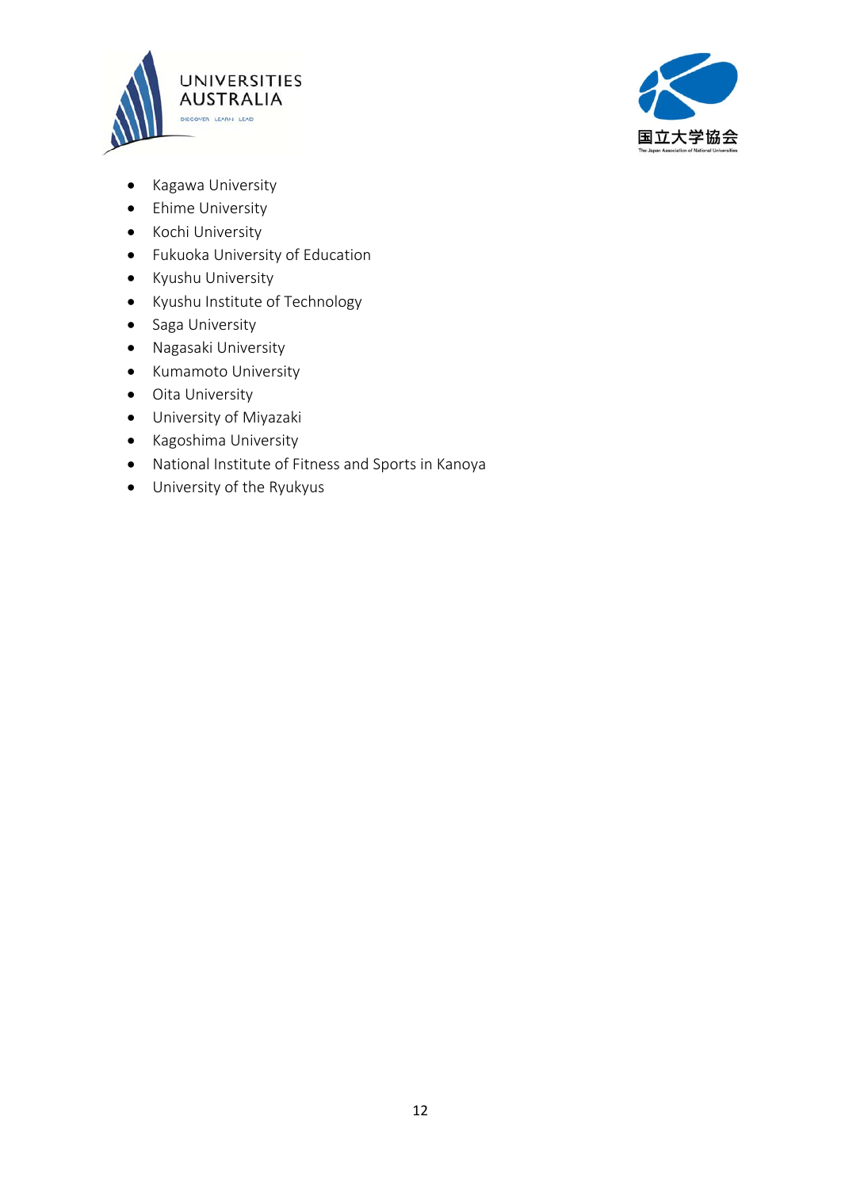- Kagawa University
- Ehime University
- Kochi University
- Fukuoka University of Education
- Kyushu University
- Kyushu Institute of Technology
- Saga University
- Nagasaki University
- Kumamoto University
- Oita University
- University of Miyazaki
- Kagoshima University
- National Institute of Fitness and Sports in Kanoya
- University of the Ryukyus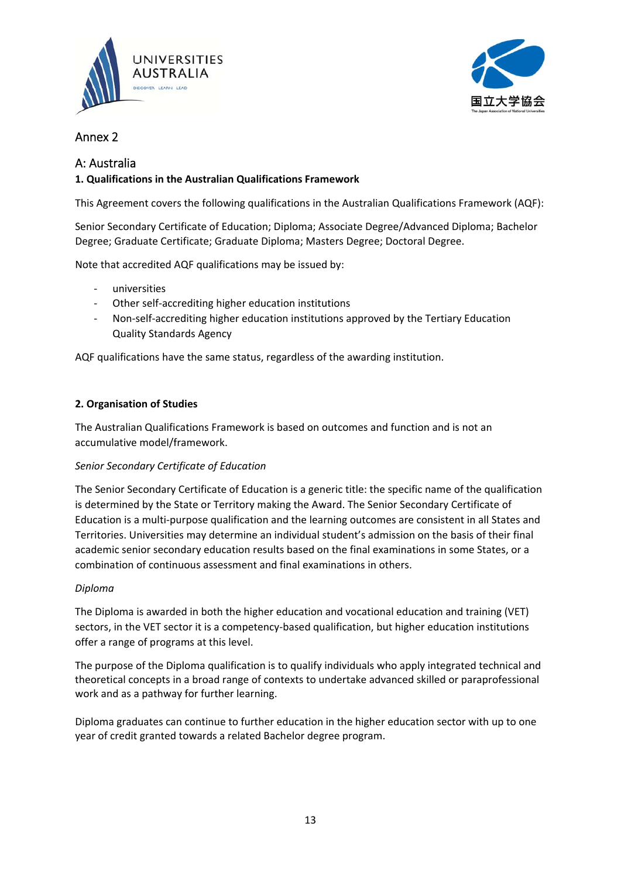# Annex 2

## A: Australia

### 1. Qualifications in the Australian Qualifications Framework

This Agreement covers the following qualifications in the Australian Qualifications Framework (AQF):

Senior Secondary Certificate of Education; Diploma; Associate Degree/Advanced Diploma; Bachelor Degree; Graduate Certificate; Graduate Diploma; Masters Degree; Doctoral Degree.

Note that accredited AQF qualifications may be issued by:

- universities
- Other self-accrediting higher education institutions
- Non-self-accrediting higher education institutions approved by the Tertiary Education Quality Standards Agency

AQF qualifications have the same status, regardless of the awarding institution.

### 2. Organisation of Studies

The Australian Qualifications Framework is based on outcomes and function and is not an accumulative model/framework.

*Senior Secondary Certificate of Education*

The Senior Secondary Certificate of Education is a generic title: the specific name of the qualification is determined by the State or Territory making the Award. The Senior Secondary Certificate of Education is a multi-purpose qualification and the learning outcomes are consistent in all States and Territories. Universities may determine an individual student's admission on the basis of their final academic senior secondary education results based on the final examinations in some States, or a combination of continuous assessment and final examinations in others.

*Diploma*

The Diploma is awarded in both the higher education and vocational education and training (VET) sectors, in the VET sector it is a competency-based qualification, but higher education institutions offer a range of programs at this level.

The purpose of the Diploma qualification is to qualify individuals who apply integrated technical and theoretical concepts in a broad range of contexts to undertake advanced skilled or paraprofessional work and as a pathway for further learning.

Diploma graduates can continue to further education in the higher education sector with up to one year of credit granted towards a related Bachelor degree program.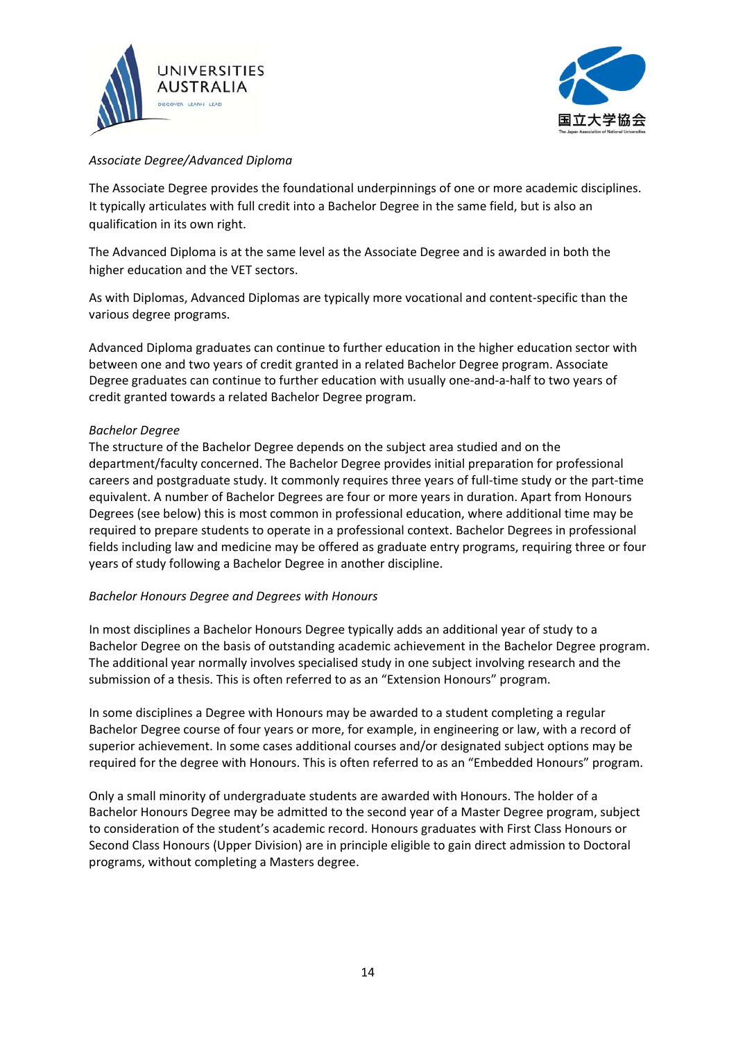*Associate Degree/Advanced Diploma*

The Associate Degree provides the foundational underpinnings of one or more academic disciplines. It typically articulates with full credit into a Bachelor Degree in the same field, but is also an qualification in its own right.

The Advanced Diploma is at the same level as the Associate Degree and is awarded in both the higher education and the VET sectors.

As with Diplomas, Advanced Diplomas are typically more vocational and content-specific than the various degree programs.

Advanced Diploma graduates can continue to further education in the higher education sector with between one and two years of credit granted in a related Bachelor Degree program. Associate Degree graduates can continue to further education with usually one-and-a-half to two years of credit granted towards a related Bachelor Degree program.

*Bachelor Degree*

The structure of the Bachelor Degree depends on the subject area studied and on the department/faculty concerned. The Bachelor Degree provides initial preparation for professional careers and postgraduate study. It commonly requires three years of full-time study or the part-time equivalent. A number of Bachelor Degrees are four or more years in duration. Apart from Honours Degrees (see below) this is most common in professional education, where additional time may be required to prepare students to operate in a professional context. Bachelor Degrees in professional fields including law and medicine may be offered as graduate entry programs, requiring three or four years of study following a Bachelor Degree in another discipline.

*Bachelor Honours Degree and Degrees with Honours*

In most disciplines a Bachelor Honours Degree typically adds an additional year of study to a Bachelor Degree on the basis of outstanding academic achievement in the Bachelor Degree program. The additional year normally involves specialised study in one subject involving research and the submission of a thesis. This is often referred to as an "Extension Honours" program.

In some disciplines a Degree with Honours may be awarded to a student completing a regular Bachelor Degree course of four years or more, for example, in engineering or law, with a record of superior achievement. In some cases additional courses and/or designated subject options may be required for the degree with Honours. This is often referred to as an "Embedded Honours" program.

Only a small minority of undergraduate students are awarded with Honours. The holder of a Bachelor Honours Degree may be admitted to the second year of a Master Degree program, subject to consideration of the student's academic record. Honours graduates with First Class Honours or Second Class Honours (Upper Division) are in principle eligible to gain direct admission to Doctoral programs, without completing a Masters degree.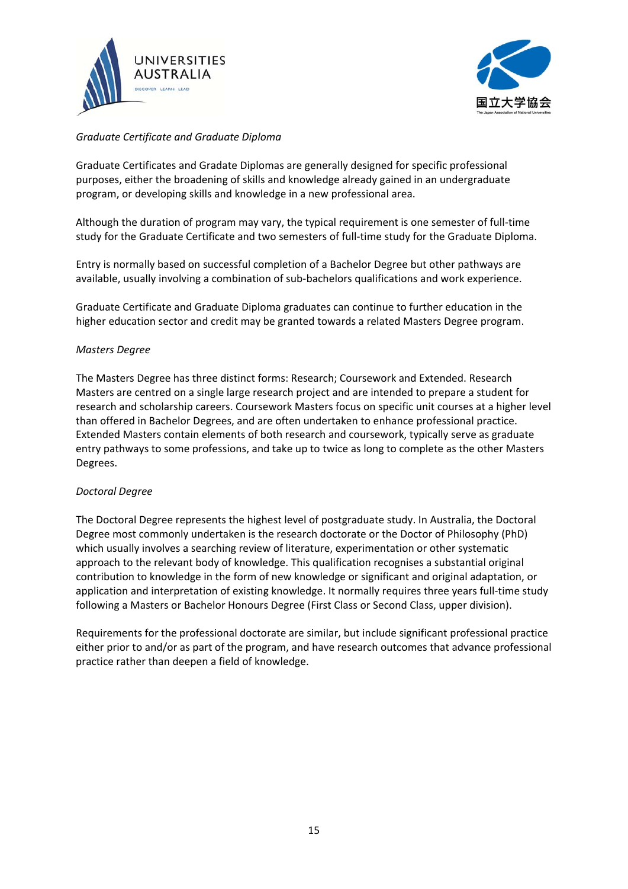*Graduate Certificate and Graduate Diploma*

Graduate Certificates and Gradate Diplomas are generally designed for specific professional purposes, either the broadening of skills and knowledge already gained in an undergraduate program, or developing skills and knowledge in a new professional area.

Although the duration of program may vary, the typical requirement is one semester of full-time study for the Graduate Certificate and two semesters of full-time study for the Graduate Diploma.

Entry is normally based on successful completion of a Bachelor Degree but other pathways are available, usually involving a combination of sub-bachelors qualifications and work experience.

Graduate Certificate and Graduate Diploma graduates can continue to further education in the higher education sector and credit may be granted towards a related Masters Degree program.

*Masters Degree*

The Masters Degree has three distinct forms: Research; Coursework and Extended. Research Masters are centred on a single large research project and are intended to prepare a student for research and scholarship careers. Coursework Masters focus on specific unit courses at a higher level than offered in Bachelor Degrees, and are often undertaken to enhance professional practice. Extended Masters contain elements of both research and coursework, typically serve as graduate entry pathways to some professions, and take up to twice as long to complete as the other Masters Degrees.

*Doctoral Degree*

The Doctoral Degree represents the highest level of postgraduate study. In Australia, the Doctoral Degree most commonly undertaken is the research doctorate or the Doctor of Philosophy (PhD) which usually involves a searching review of literature, experimentation or other systematic approach to the relevant body of knowledge. This qualification recognises a substantial original contribution to knowledge in the form of new knowledge or significant and original adaptation, or application and interpretation of existing knowledge. It normally requires three years full-time study following a Masters or Bachelor Honours Degree (First Class or Second Class, upper division).

Requirements for the professional doctorate are similar, but include significant professional practice either prior to and/or as part of the program, and have research outcomes that advance professional practice rather than deepen a field of knowledge.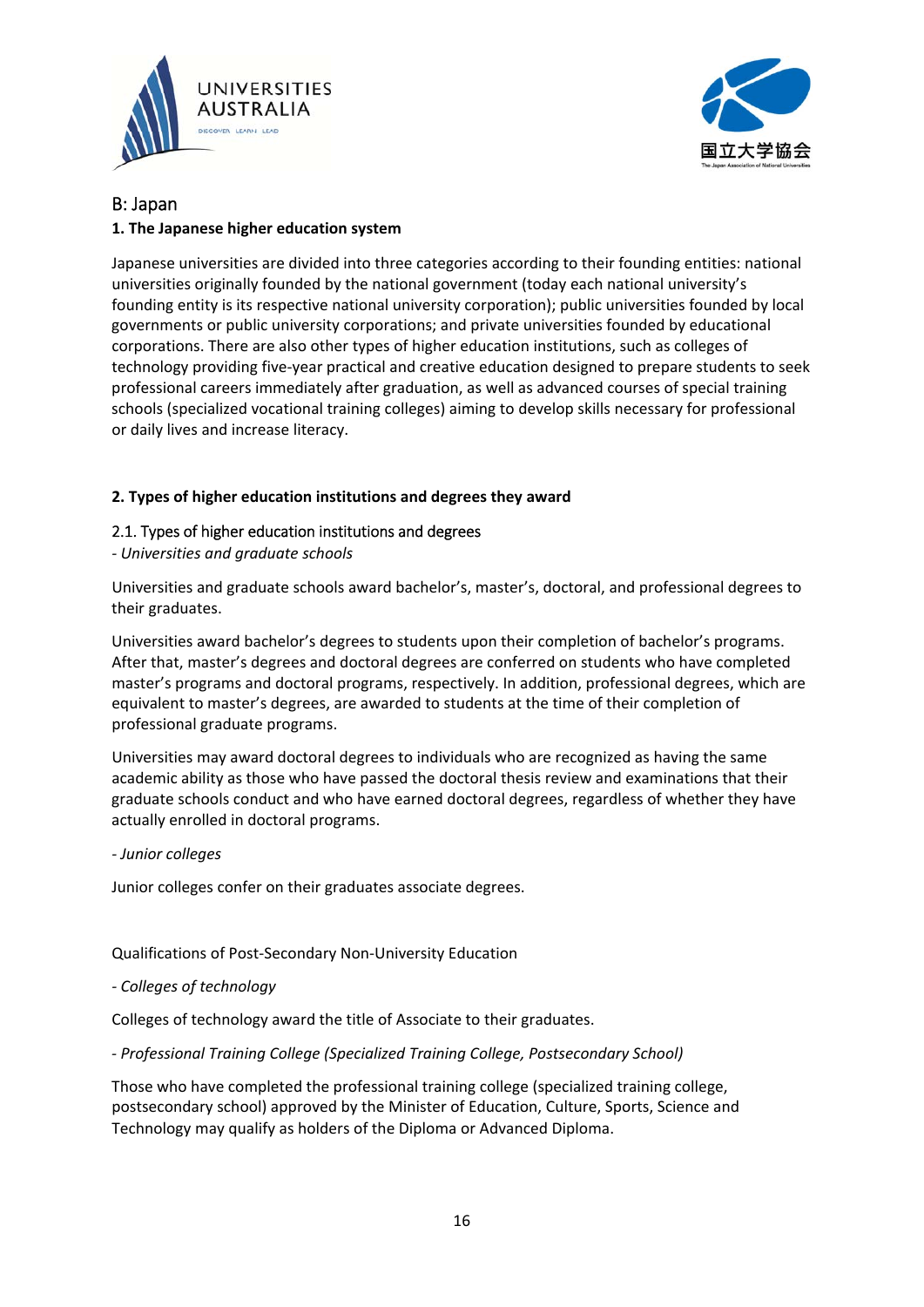## B: Japan

### 1. The Japanese higher education system

Japanese universities are divided into three categories according to their founding entities: national universities originally founded by the national government (today each national university's founding entity is its respective national university corporation); public universities founded by local governments or public university corporations; and private universities founded by educational corporations. There are also other types of higher education institutions, such as colleges of technology providing five-year practical and creative education designed to prepare students to seek professional careers immediately after graduation, as well as advanced courses of special training schools (specialized vocational training colleges) aiming to develop skills necessary for professional or daily lives and increase literacy.

### 2. Types of higher education institutions and degrees they award

#### 2.1. Types of higher education institutions and degrees

- *Universities and graduate schools*

Universities and graduate schools award bachelor's, master's, doctoral, and professional degrees to their graduates.

Universities award bachelor's degrees to students upon their completion of bachelor's programs. After that, master's degrees and doctoral degrees are conferred on students who have completed master's programs and doctoral programs, respectively. In addition, professional degrees, which are equivalent to master's degrees, are awarded to students at the time of their completion of professional graduate programs.

Universities may award doctoral degrees to individuals who are recognized as having the same academic ability as those who have passed the doctoral thesis review and examinations that their graduate schools conduct and who have earned doctoral degrees, regardless of whether they have actually enrolled in doctoral programs.

- *Junior colleges*

Junior colleges confer on their graduates associate degrees.

Qualifications of Post-Secondary Non-University Education

- *Colleges of technology*

Colleges of technology award the title of Associate to their graduates.

- *Professional Training College (Specialized Training College, Postsecondary School)*

Those who have completed the professional training college (specialized training college, postsecondary school) approved by the Minister of Education, Culture, Sports, Science and Technology may qualify as holders of the Diploma or Advanced Diploma.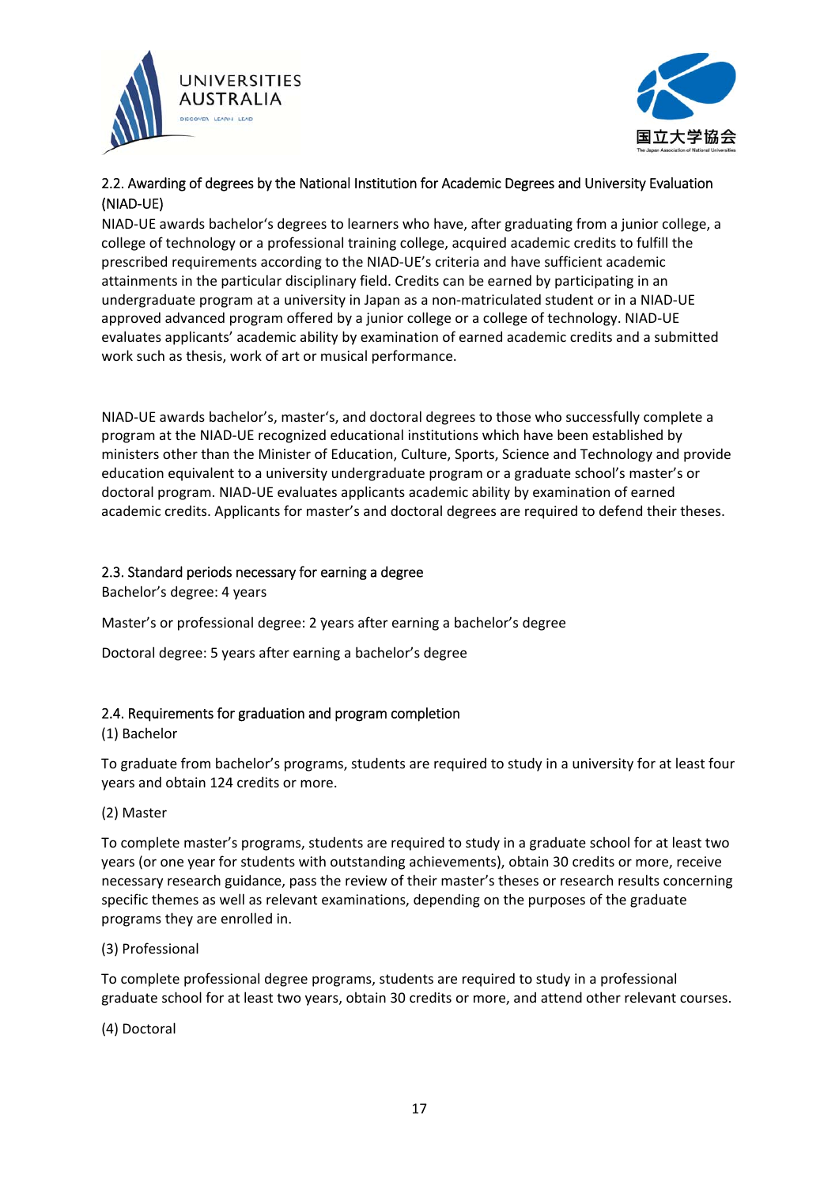## 2.2. Awarding of degrees by the National Institution for Academic Degrees and University Evaluation (NIAD-UE)

NIAD-UE awards bachelor's degrees to learners who have, after graduating from a junior college, a college of technology or a professional training college, acquired academic credits to fulfill the prescribed requirements according to the NIAD-UE's criteria and have sufficient academic attainments in the particular disciplinary field. Credits can be earned by participating in an undergraduate program at a university in Japan as a non-matriculated student or in a NIAD-UE approved advanced program offered by a junior college or a college of technology. NIAD-UE evaluates applicants' academic ability by examination of earned academic credits and a submitted work such as thesis, work of art or musical performance.

NIAD-UE awards bachelor's, master's, and doctoral degrees to those who successfully complete a program at the NIAD-UE recognized educational institutions which have been established by ministers other than the Minister of Education, Culture, Sports, Science and Technology and provide education equivalent to a university undergraduate program or a graduate school's master's or doctoral program. NIAD-UE evaluates applicants academic ability by examination of earned academic credits. Applicants for master's and doctoral degrees are required to defend their theses.

## 2.3. Standard periods necessary for earning a degree

Bachelor's degree: 4 years

Master's or professional degree: 2 years after earning a bachelor's degree

Doctoral degree: 5 years after earning a bachelor's degree

## 2.4. Requirements for graduation and program completion

(1) Bachelor

To graduate from bachelor's programs, students are required to study in a university for at least four years and obtain 124 credits or more.

(2) Master

To complete master's programs, students are required to study in a graduate school for at least two years (or one year for students with outstanding achievements), obtain 30 credits or more, receive necessary research guidance, pass the review of their master's theses or research results concerning specific themes as well as relevant examinations, depending on the purposes of the graduate programs they are enrolled in.

(3) Professional

To complete professional degree programs, students are required to study in a professional graduate school for at least two years, obtain 30 credits or more, and attend other relevant courses.

(4) Doctoral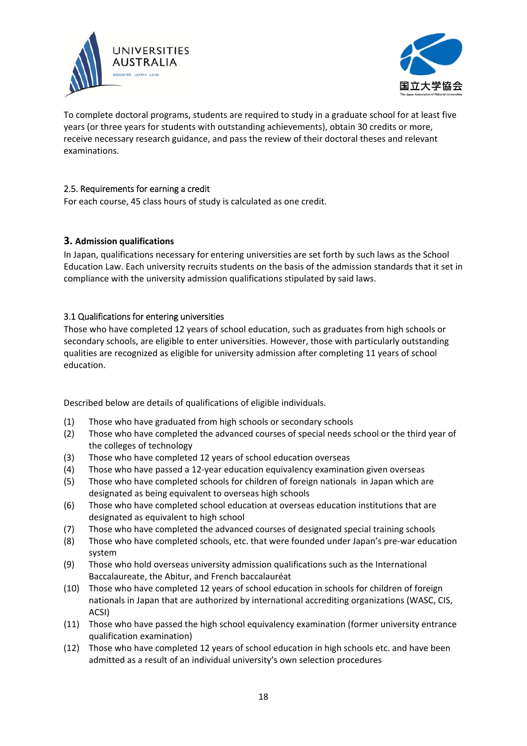To complete doctoral programs, students are required to study in a graduate school for at least five years (or three years for students with outstanding achievements), obtain 30 credits or more, receive necessary research guidance, and pass the review of their doctoral theses and relevant examinations.

### 2.5. Requirements for earning a credit

For each course, 45 class hours of study is calculated as one credit.

## 3. Admission qualifications

In Japan, qualifications necessary for entering universities are set forth by such laws as the School Education Law. Each university recruits students on the basis of the admission standards that it set in compliance with the university admission qualifications stipulated by said laws.

### 3.1 Qualifications for entering universities

Those who have completed 12 years of school education, such as graduates from high schools or secondary schools, are eligible to enter universities. However, those with particularly outstanding qualities are recognized as eligible for university admission after completing 11 years of school education.

Described below are details of qualifications of eligible individuals.

(1) Those who have graduated from high schools or secondary schools
(2) Those who have completed the advanced courses of special needs school or the third year of the colleges of technology
(3) Those who have completed 12 years of school education overseas
(4) Those who have passed a 12-year education equivalency examination given overseas
(5) Those who have completed schools for children of foreign nationals in Japan which are designated as being equivalent to overseas high schools
(6) Those who have completed school education at overseas education institutions that are designated as equivalent to high school
(7) Those who have completed the advanced courses of designated special training schools
(8) Those who have completed schools, etc. that were founded under Japan's pre-war education system
(9) Those who hold overseas university admission qualifications such as the International Baccalaureate, the Abitur, and French baccalauréat
(10) Those who have completed 12 years of school education in schools for children of foreign nationals in Japan that are authorized by international accrediting organizations (WASC, CIS, ACSI)
(11) Those who have passed the high school equivalency examination (former university entrance qualification examination)
(12) Those who have completed 12 years of school education in high schools etc. and have been admitted as a result of an individual university's own selection procedures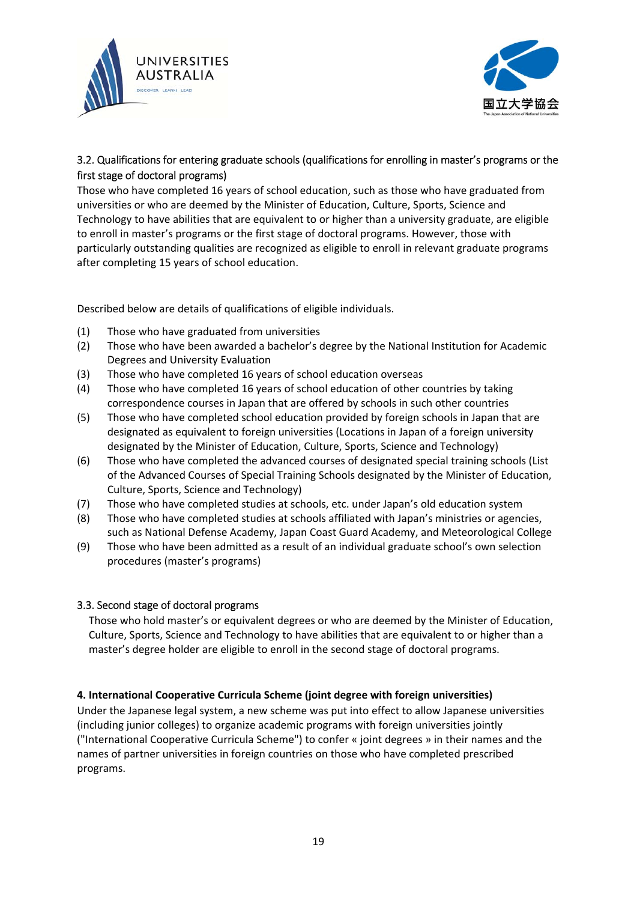### 3.2. Qualifications for entering graduate schools (qualifications for enrolling in master's programs or the first stage of doctoral programs)

Those who have completed 16 years of school education, such as those who have graduated from universities or who are deemed by the Minister of Education, Culture, Sports, Science and Technology to have abilities that are equivalent to or higher than a university graduate, are eligible to enroll in master's programs or the first stage of doctoral programs. However, those with particularly outstanding qualities are recognized as eligible to enroll in relevant graduate programs after completing 15 years of school education.

Described below are details of qualifications of eligible individuals.

(1) Those who have graduated from universities
(2) Those who have been awarded a bachelor's degree by the National Institution for Academic Degrees and University Evaluation
(3) Those who have completed 16 years of school education overseas
(4) Those who have completed 16 years of school education of other countries by taking correspondence courses in Japan that are offered by schools in such other countries
(5) Those who have completed school education provided by foreign schools in Japan that are designated as equivalent to foreign universities (Locations in Japan of a foreign university designated by the Minister of Education, Culture, Sports, Science and Technology)
(6) Those who have completed the advanced courses of designated special training schools (List of the Advanced Courses of Special Training Schools designated by the Minister of Education, Culture, Sports, Science and Technology)
(7) Those who have completed studies at schools, etc. under Japan's old education system
(8) Those who have completed studies at schools affiliated with Japan's ministries or agencies, such as National Defense Academy, Japan Coast Guard Academy, and Meteorological College
(9) Those who have been admitted as a result of an individual graduate school's own selection procedures (master's programs)

### 3.3. Second stage of doctoral programs

Those who hold master's or equivalent degrees or who are deemed by the Minister of Education, Culture, Sports, Science and Technology to have abilities that are equivalent to or higher than a master's degree holder are eligible to enroll in the second stage of doctoral programs.

## 4. International Cooperative Curricula Scheme (joint degree with foreign universities)

Under the Japanese legal system, a new scheme was put into effect to allow Japanese universities (including junior colleges) to organize academic programs with foreign universities jointly ("International Cooperative Curricula Scheme") to confer « joint degrees » in their names and the names of partner universities in foreign countries on those who have completed prescribed programs.